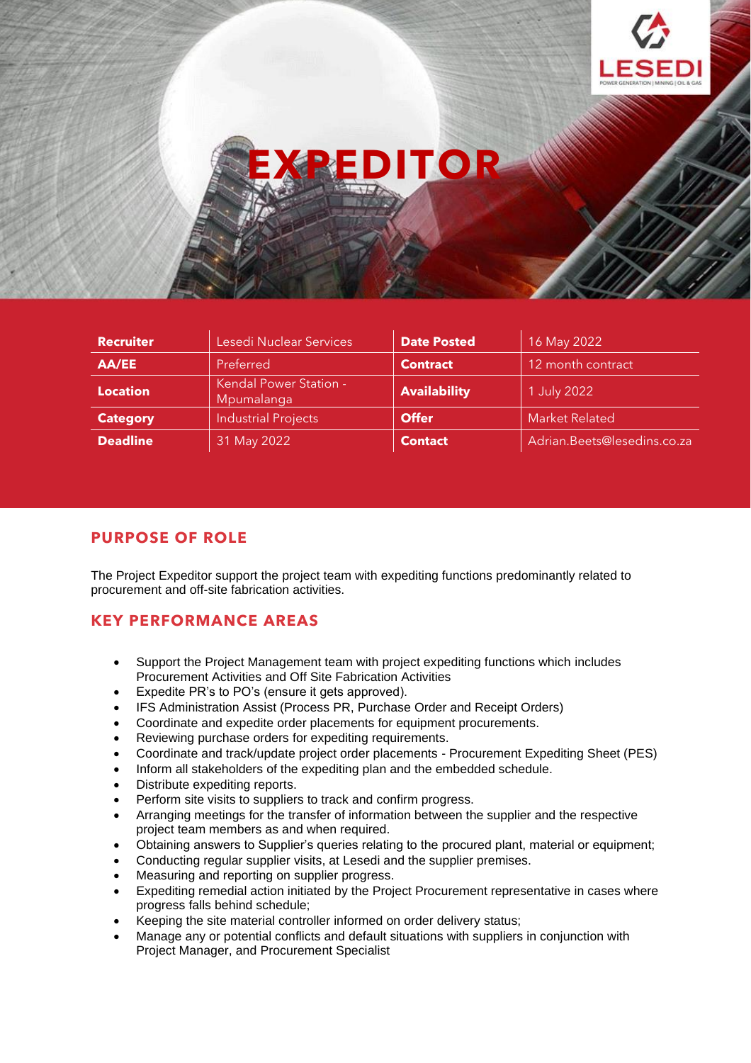# EXPEDITOR

| Recruiter | Lesedi Nuclear Services | Date Posted | 16 May 2022 |
|---|---|---|---|
| AA/EE | Preferred | Contract | 12 month contract |
| Location | Kendal Power Station - Mpumalanga | Availability | 1 July 2022 |
| Category | Industrial Projects | Offer | Market Related |
| Deadline | 31 May 2022 | Contact | Adrian.Beets@lesedins.co.za |

## PURPOSE OF ROLE

The Project Expeditor support the project team with expediting functions predominantly related to procurement and off-site fabrication activities.

## KEY PERFORMANCE AREAS

- Support the Project Management team with project expediting functions which includes Procurement Activities and Off Site Fabrication Activities
- Expedite PR's to PO's (ensure it gets approved).
- IFS Administration Assist (Process PR, Purchase Order and Receipt Orders)
- Coordinate and expedite order placements for equipment procurements.
- Reviewing purchase orders for expediting requirements.
- Coordinate and track/update project order placements - Procurement Expediting Sheet (PES)
- Inform all stakeholders of the expediting plan and the embedded schedule.
- Distribute expediting reports.
- Perform site visits to suppliers to track and confirm progress.
- Arranging meetings for the transfer of information between the supplier and the respective project team members as and when required.
- Obtaining answers to Supplier's queries relating to the procured plant, material or equipment;
- Conducting regular supplier visits, at Lesedi and the supplier premises.
- Measuring and reporting on supplier progress.
- Expediting remedial action initiated by the Project Procurement representative in cases where progress falls behind schedule;
- Keeping the site material controller informed on order delivery status;
- Manage any or potential conflicts and default situations with suppliers in conjunction with Project Manager, and Procurement Specialist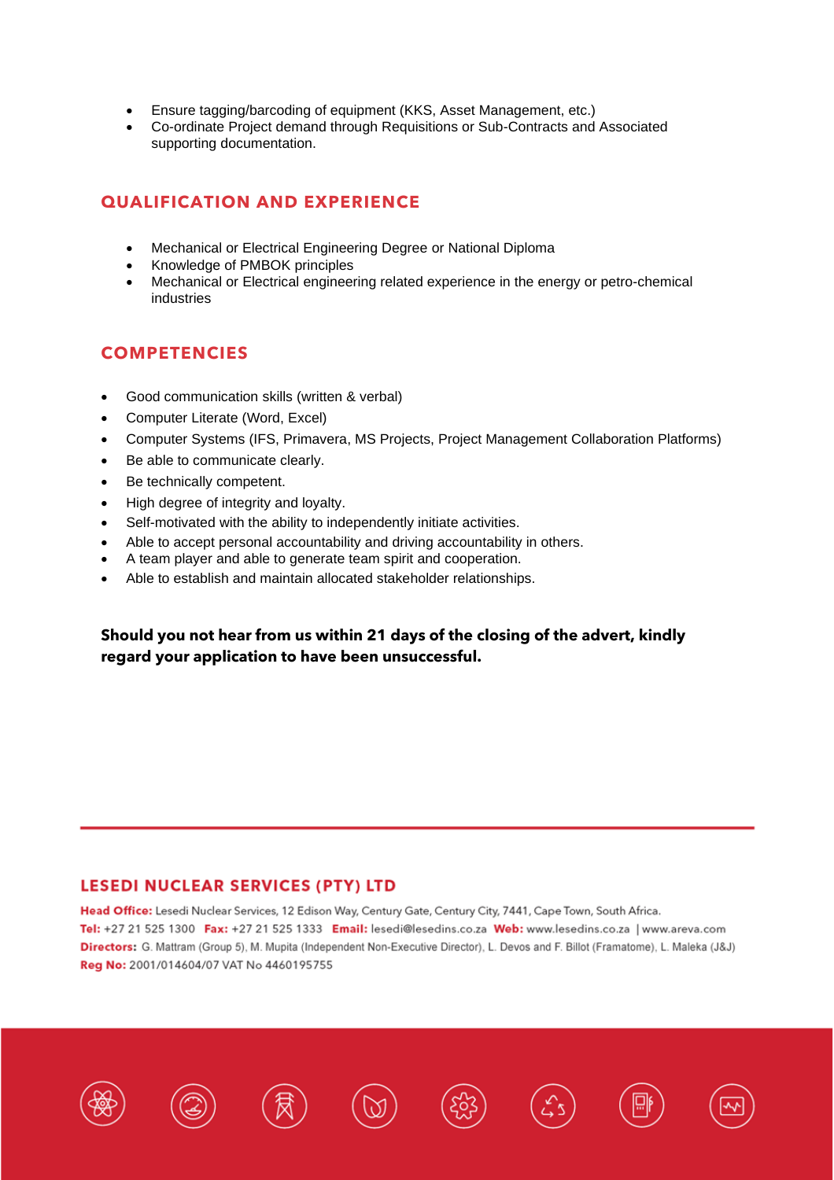- Ensure tagging/barcoding of equipment (KKS, Asset Management, etc.)
- Co-ordinate Project demand through Requisitions or Sub-Contracts and Associated supporting documentation.

## QUALIFICATION AND EXPERIENCE

- Mechanical or Electrical Engineering Degree or National Diploma
- Knowledge of PMBOK principles
- Mechanical or Electrical engineering related experience in the energy or petro-chemical industries

## COMPETENCIES

- Good communication skills (written & verbal)
- Computer Literate (Word, Excel)
- Computer Systems (IFS, Primavera, MS Projects, Project Management Collaboration Platforms)
- Be able to communicate clearly.
- Be technically competent.
- High degree of integrity and loyalty.
- Self-motivated with the ability to independently initiate activities.
- Able to accept personal accountability and driving accountability in others.
- A team player and able to generate team spirit and cooperation.
- Able to establish and maintain allocated stakeholder relationships.

**Should you not hear from us within 21 days of the closing of the advert, kindly regard your application to have been unsuccessful.**

---

**LESEDI NUCLEAR SERVICES (PTY) LTD**

**Head Office:** Lesedi Nuclear Services, 12 Edison Way, Century Gate, Century City, 7441, Cape Town, South Africa.
**Tel:** +27 21 525 1300 **Fax:** +27 21 525 1333 **Email:** lesedi@lesedins.co.za **Web:** www.lesedins.co.za | www.areva.com
**Directors:** G. Mattram (Group 5), M. Mupita (Independent Non-Executive Director), L. Devos and F. Billot (Framatome), L. Maleka (J&J)
**Reg No:** 2001/014604/07 VAT No 4460195755